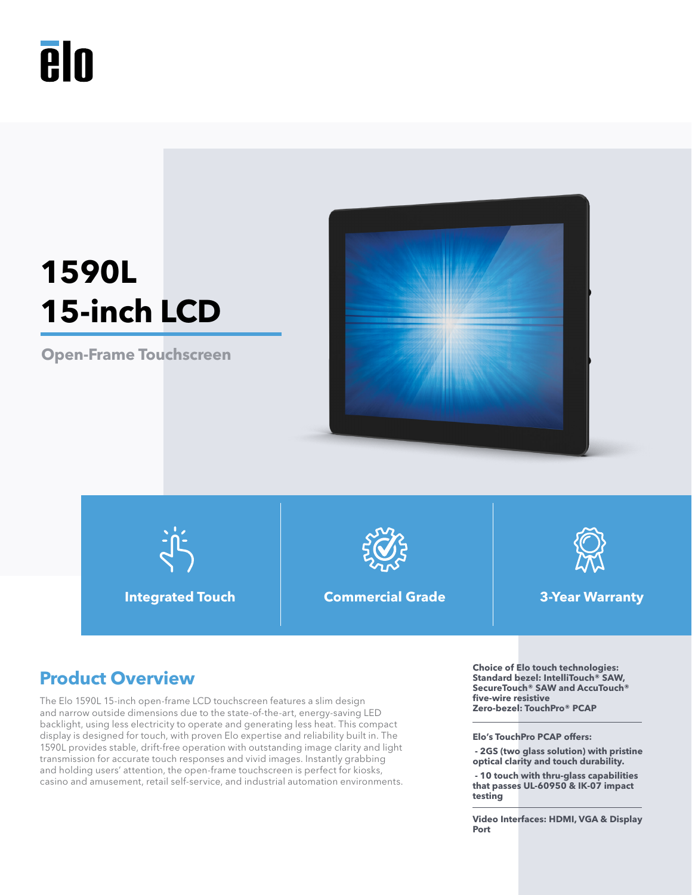elo

# 1590L
# 15-inch LCD

**Open-Frame Touchscreen**

**Integrated Touch**

**Commercial Grade**

**3-Year Warranty**

## Product Overview

The Elo 1590L 15-inch open-frame LCD touchscreen features a slim design and narrow outside dimensions due to the state-of-the-art, energy-saving LED backlight, using less electricity to operate and generating less heat. This compact display is designed for touch, with proven Elo expertise and reliability built in. The 1590L provides stable, drift-free operation with outstanding image clarity and light transmission for accurate touch responses and vivid images. Instantly grabbing and holding users' attention, the open-frame touchscreen is perfect for kiosks, casino and amusement, retail self-service, and industrial automation environments.

**Choice of Elo touch technologies:**
**Standard bezel: IntelliTouch® SAW, SecureTouch® SAW and AccuTouch® five-wire resistive**
**Zero-bezel: TouchPro® PCAP**

**Elo's TouchPro PCAP offers:**

**- 2GS (two glass solution) with pristine optical clarity and touch durability.**

**- 10 touch with thru-glass capabilities that passes UL-60950 & IK-07 impact testing**

**Video Interfaces: HDMI, VGA & Display Port**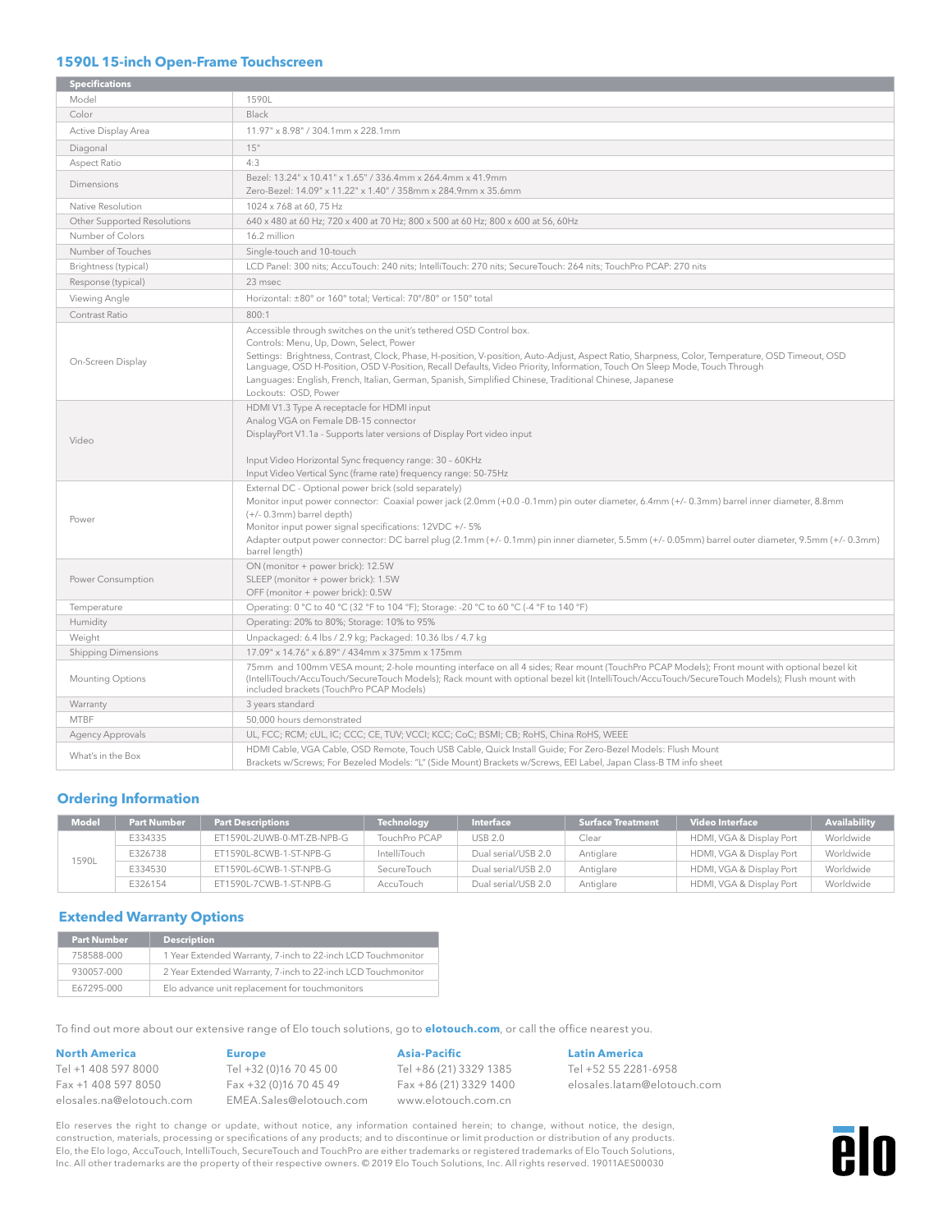## 1590L 15-inch Open-Frame Touchscreen

| Specifications | |
|---|---|
| Model | 1590L |
| Color | Black |
| Active Display Area | 11.97" x 8.98" / 304.1mm x 228.1mm |
| Diagonal | 15" |
| Aspect Ratio | 4:3 |
| Dimensions | Bezel: 13.24" x 10.41" x 1.65" / 336.4mm x 264.4mm x 41.9mm<br>Zero-Bezel: 14.09" x 11.22" x 1.40" / 358mm x 284.9mm x 35.6mm |
| Native Resolution | 1024 x 768 at 60, 75 Hz |
| Other Supported Resolutions | 640 x 480 at 60 Hz; 720 x 400 at 70 Hz; 800 x 500 at 60 Hz; 800 x 600 at 56, 60Hz |
| Number of Colors | 16.2 million |
| Number of Touches | Single-touch and 10-touch |
| Brightness (typical) | LCD Panel: 300 nits; AccuTouch: 240 nits; IntelliTouch: 270 nits; SecureTouch: 264 nits; TouchPro PCAP: 270 nits |
| Response (typical) | 23 msec |
| Viewing Angle | Horizontal: ±80° or 160° total; Vertical: 70°/80° or 150° total |
| Contrast Ratio | 800:1 |
| On-Screen Display | Accessible through switches on the unit's tethered OSD Control box.<br>Controls: Menu, Up, Down, Select, Power<br>Settings: Brightness, Contrast, Clock, Phase, H-position, V-position, Auto-Adjust, Aspect Ratio, Sharpness, Color, Temperature, OSD Timeout, OSD Language, OSD H-Position, OSD V-Position, Recall Defaults, Video Priority, Information, Touch On Sleep Mode, Touch Through<br>Languages: English, French, Italian, German, Spanish, Simplified Chinese, Traditional Chinese, Japanese<br>Lockouts: OSD, Power |
| Video | HDMI V1.3 Type A receptacle for HDMI input<br>Analog VGA on Female DB-15 connector<br>DisplayPort V1.1a - Supports later versions of Display Port video input<br><br>Input Video Horizontal Sync frequency range: 30 - 60KHz<br>Input Video Vertical Sync (frame rate) frequency range: 50-75Hz |
| Power | External DC - Optional power brick (sold separately)<br>Monitor input power connector: Coaxial power jack (2.0mm (+0.0 -0.1mm) pin outer diameter, 6.4mm (+/- 0.3mm) barrel inner diameter, 8.8mm (+/- 0.3mm) barrel depth)<br>Monitor input power signal specifications: 12VDC +/- 5%<br>Adapter output power connector: DC barrel plug (2.1mm (+/- 0.1mm) pin inner diameter, 5.5mm (+/- 0.05mm) barrel outer diameter, 9.5mm (+/- 0.3mm) barrel length) |
| Power Consumption | ON (monitor + power brick): 12.5W<br>SLEEP (monitor + power brick): 1.5W<br>OFF (monitor + power brick): 0.5W |
| Temperature | Operating: 0 °C to 40 °C (32 °F to 104 °F); Storage: -20 °C to 60 °C (-4 °F to 140 °F) |
| Humidity | Operating: 20% to 80%; Storage: 10% to 95% |
| Weight | Unpackaged: 6.4 lbs / 2.9 kg; Packaged: 10.36 lbs / 4.7 kg |
| Shipping Dimensions | 17.09" x 14.76" x 6.89" / 434mm x 375mm x 175mm |
| Mounting Options | 75mm and 100mm VESA mount; 2-hole mounting interface on all 4 sides; Rear mount (TouchPro PCAP Models); Front mount with optional bezel kit (IntelliTouch/AccuTouch/SecureTouch Models); Rack mount with optional bezel kit (IntelliTouch/AccuTouch/SecureTouch Models); Flush mount with included brackets (TouchPro PCAP Models) |
| Warranty | 3 years standard |
| MTBF | 50,000 hours demonstrated |
| Agency Approvals | UL, FCC; RCM; cUL, IC; CCC; CE, TUV; VCCI; KCC; CoC; BSMI; CB; RoHS, China RoHS, WEEE |
| What's in the Box | HDMI Cable, VGA Cable, OSD Remote, Touch USB Cable, Quick Install Guide; For Zero-Bezel Models: Flush Mount Brackets w/Screws; For Bezeled Models: "L" (Side Mount) Brackets w/Screws, EEI Label, Japan Class-B TM info sheet |

## Ordering Information

| Model | Part Number | Part Descriptions | Technology | Interface | Surface Treatment | Video Interface | Availability |
|---|---|---|---|---|---|---|---|
| 1590L | E334335 | ET1590L-2UWB-0-MT-ZB-NPB-G | TouchPro PCAP | USB 2.0 | Clear | HDMI, VGA & Display Port | Worldwide |
| | E326738 | ET1590L-8CWB-1-ST-NPB-G | IntelliTouch | Dual serial/USB 2.0 | Antiglare | HDMI, VGA & Display Port | Worldwide |
| | E334530 | ET1590L-6CWB-1-ST-NPB-G | SecureTouch | Dual serial/USB 2.0 | Antiglare | HDMI, VGA & Display Port | Worldwide |
| | E326154 | ET1590L-7CWB-1-ST-NPB-G | AccuTouch | Dual serial/USB 2.0 | Antiglare | HDMI, VGA & Display Port | Worldwide |

## Extended Warranty Options

| Part Number | Description |
|---|---|
| 758588-000 | 1 Year Extended Warranty, 7-inch to 22-inch LCD Touchmonitor |
| 930057-000 | 2 Year Extended Warranty, 7-inch to 22-inch LCD Touchmonitor |
| E67295-000 | Elo advance unit replacement for touchmonitors |

To find out more about our extensive range of Elo touch solutions, go to **elotouch.com**, or call the office nearest you.

**North America**
Tel +1 408 597 8000
Fax +1 408 597 8050
elosales.na@elotouch.com

**Europe**
Tel +32 (0)16 70 45 00
Fax +32 (0)16 70 45 49
EMEA.Sales@elotouch.com

**Asia-Pacific**
Tel +86 (21) 3329 1385
Fax +86 (21) 3329 1400
www.elotouch.com.cn

**Latin America**
Tel +52 55 2281-6958
elosales.latam@elotouch.com

Elo reserves the right to change or update, without notice, any information contained herein; to change, without notice, the design, construction, materials, processing or specifications of any products; and to discontinue or limit production or distribution of any products. Elo, the Elo logo, AccuTouch, IntelliTouch, SecureTouch and TouchPro are either trademarks or registered trademarks of Elo Touch Solutions, Inc. All other trademarks are the property of their respective owners. © 2019 Elo Touch Solutions, Inc. All rights reserved. 19011AES00030

elo